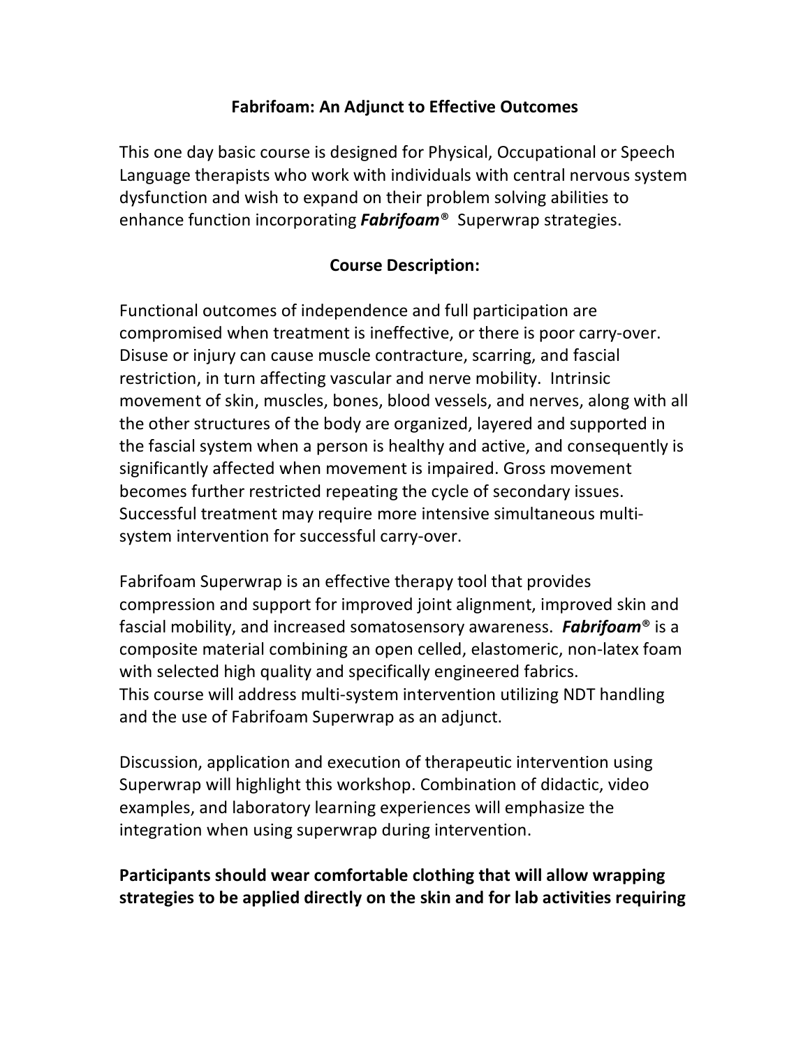# Fabrifoam: An Adjunct to Effective Outcomes

This one day basic course is designed for Physical, Occupational or Speech Language therapists who work with individuals with central nervous system dysfunction and wish to expand on their problem solving abilities to enhance function incorporating ***Fabrifoam***® Superwrap strategies.

## Course Description:

Functional outcomes of independence and full participation are compromised when treatment is ineffective, or there is poor carry-over. Disuse or injury can cause muscle contracture, scarring, and fascial restriction, in turn affecting vascular and nerve mobility. Intrinsic movement of skin, muscles, bones, blood vessels, and nerves, along with all the other structures of the body are organized, layered and supported in the fascial system when a person is healthy and active, and consequently is significantly affected when movement is impaired. Gross movement becomes further restricted repeating the cycle of secondary issues. Successful treatment may require more intensive simultaneous multi-system intervention for successful carry-over.

Fabrifoam Superwrap is an effective therapy tool that provides compression and support for improved joint alignment, improved skin and fascial mobility, and increased somatosensory awareness. ***Fabrifoam***® is a composite material combining an open celled, elastomeric, non-latex foam with selected high quality and specifically engineered fabrics. This course will address multi-system intervention utilizing NDT handling and the use of Fabrifoam Superwrap as an adjunct.

Discussion, application and execution of therapeutic intervention using Superwrap will highlight this workshop. Combination of didactic, video examples, and laboratory learning experiences will emphasize the integration when using superwrap during intervention.

**Participants should wear comfortable clothing that will allow wrapping strategies to be applied directly on the skin and for lab activities requiring**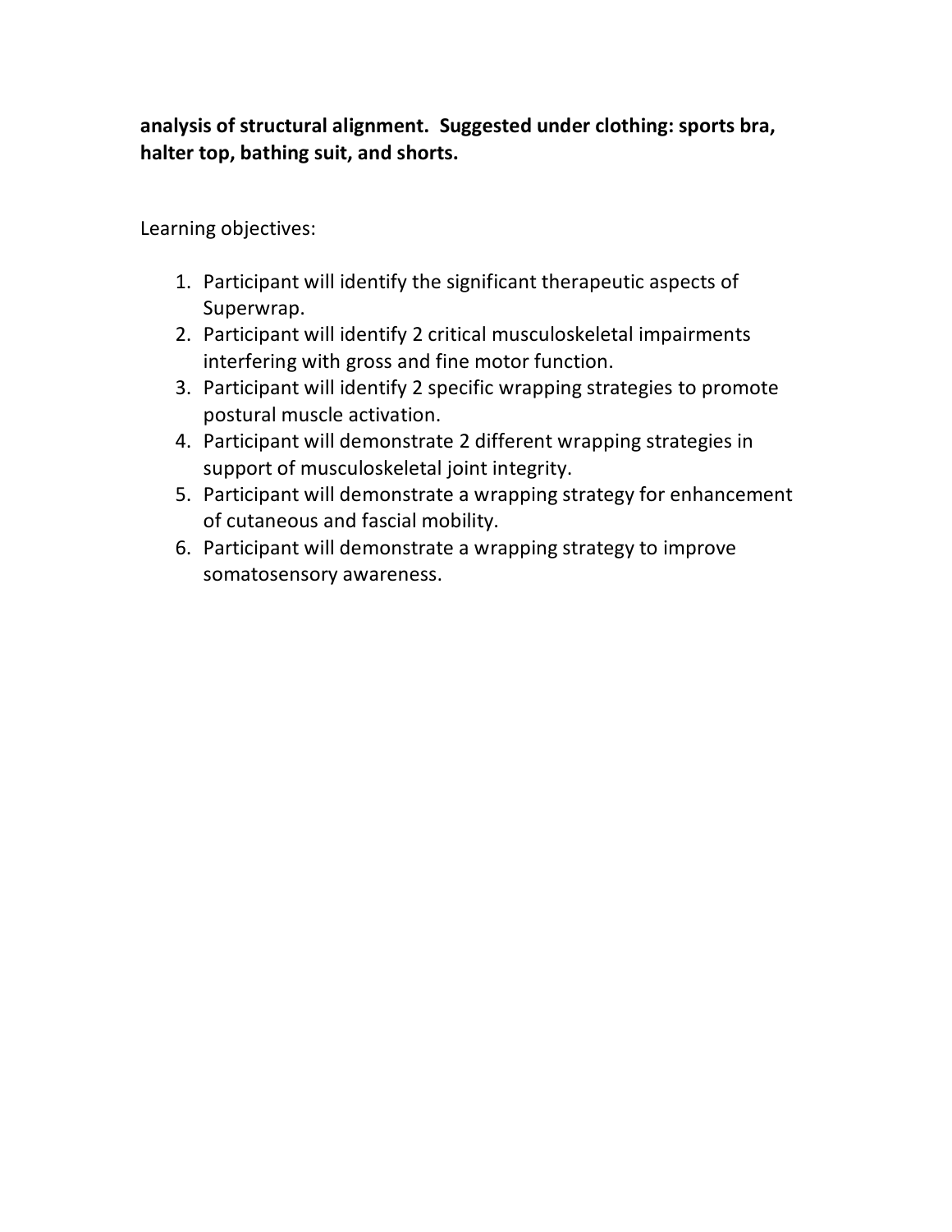**analysis of structural alignment. Suggested under clothing: sports bra, halter top, bathing suit, and shorts.**

Learning objectives:

1. Participant will identify the significant therapeutic aspects of Superwrap.
2. Participant will identify 2 critical musculoskeletal impairments interfering with gross and fine motor function.
3. Participant will identify 2 specific wrapping strategies to promote postural muscle activation.
4. Participant will demonstrate 2 different wrapping strategies in support of musculoskeletal joint integrity.
5. Participant will demonstrate a wrapping strategy for enhancement of cutaneous and fascial mobility.
6. Participant will demonstrate a wrapping strategy to improve somatosensory awareness.